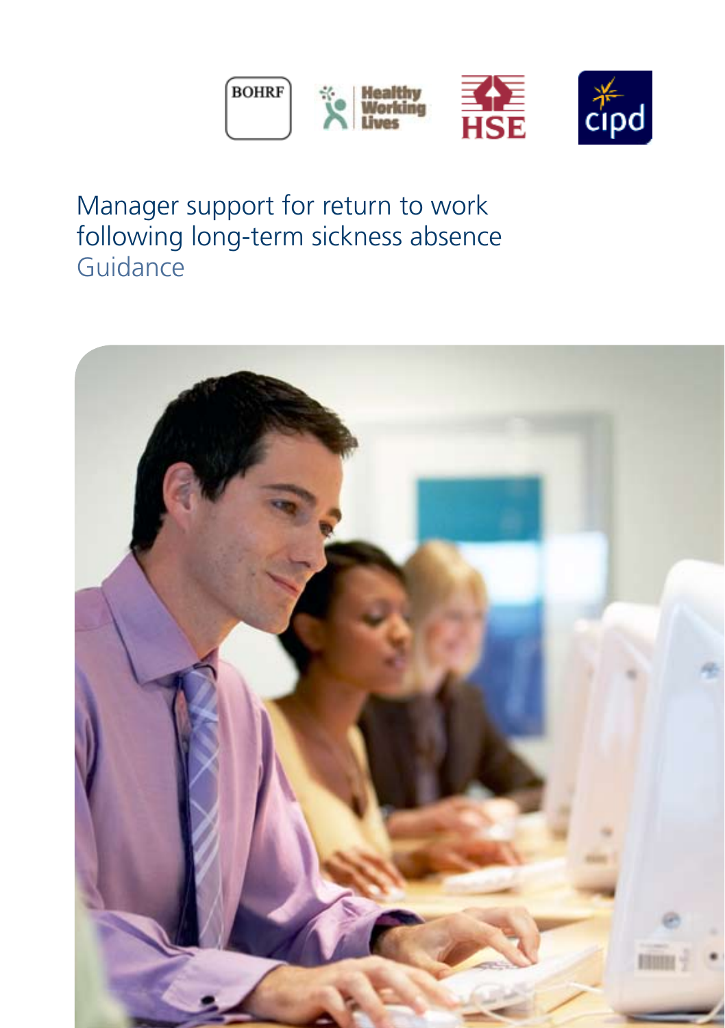BOHRF

Healthy Working Lives

HSE

cipd

# Manager support for return to work following long-term sickness absence

## Guidance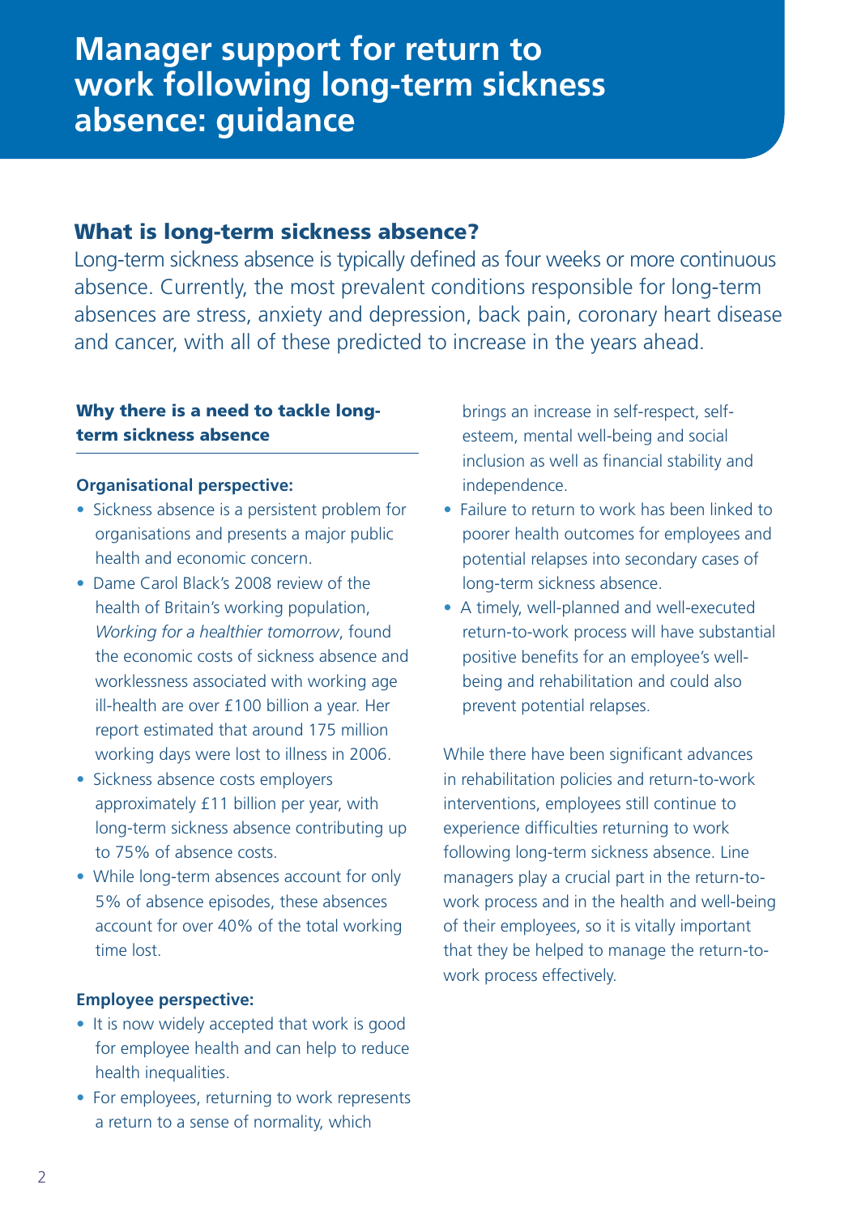# Manager support for return to work following long-term sickness absence: guidance

## What is long-term sickness absence?

Long-term sickness absence is typically defined as four weeks or more continuous absence. Currently, the most prevalent conditions responsible for long-term absences are stress, anxiety and depression, back pain, coronary heart disease and cancer, with all of these predicted to increase in the years ahead.

### Why there is a need to tackle long-term sickness absence

**Organisational perspective:**

- Sickness absence is a persistent problem for organisations and presents a major public health and economic concern.
- Dame Carol Black's 2008 review of the health of Britain's working population, *Working for a healthier tomorrow*, found the economic costs of sickness absence and worklessness associated with working age ill-health are over £100 billion a year. Her report estimated that around 175 million working days were lost to illness in 2006.
- Sickness absence costs employers approximately £11 billion per year, with long-term sickness absence contributing up to 75% of absence costs.
- While long-term absences account for only 5% of absence episodes, these absences account for over 40% of the total working time lost.

**Employee perspective:**

- It is now widely accepted that work is good for employee health and can help to reduce health inequalities.
- For employees, returning to work represents a return to a sense of normality, which brings an increase in self-respect, self-esteem, mental well-being and social inclusion as well as financial stability and independence.
- Failure to return to work has been linked to poorer health outcomes for employees and potential relapses into secondary cases of long-term sickness absence.
- A timely, well-planned and well-executed return-to-work process will have substantial positive benefits for an employee's well-being and rehabilitation and could also prevent potential relapses.

While there have been significant advances in rehabilitation policies and return-to-work interventions, employees still continue to experience difficulties returning to work following long-term sickness absence. Line managers play a crucial part in the return-to-work process and in the health and well-being of their employees, so it is vitally important that they be helped to manage the return-to-work process effectively.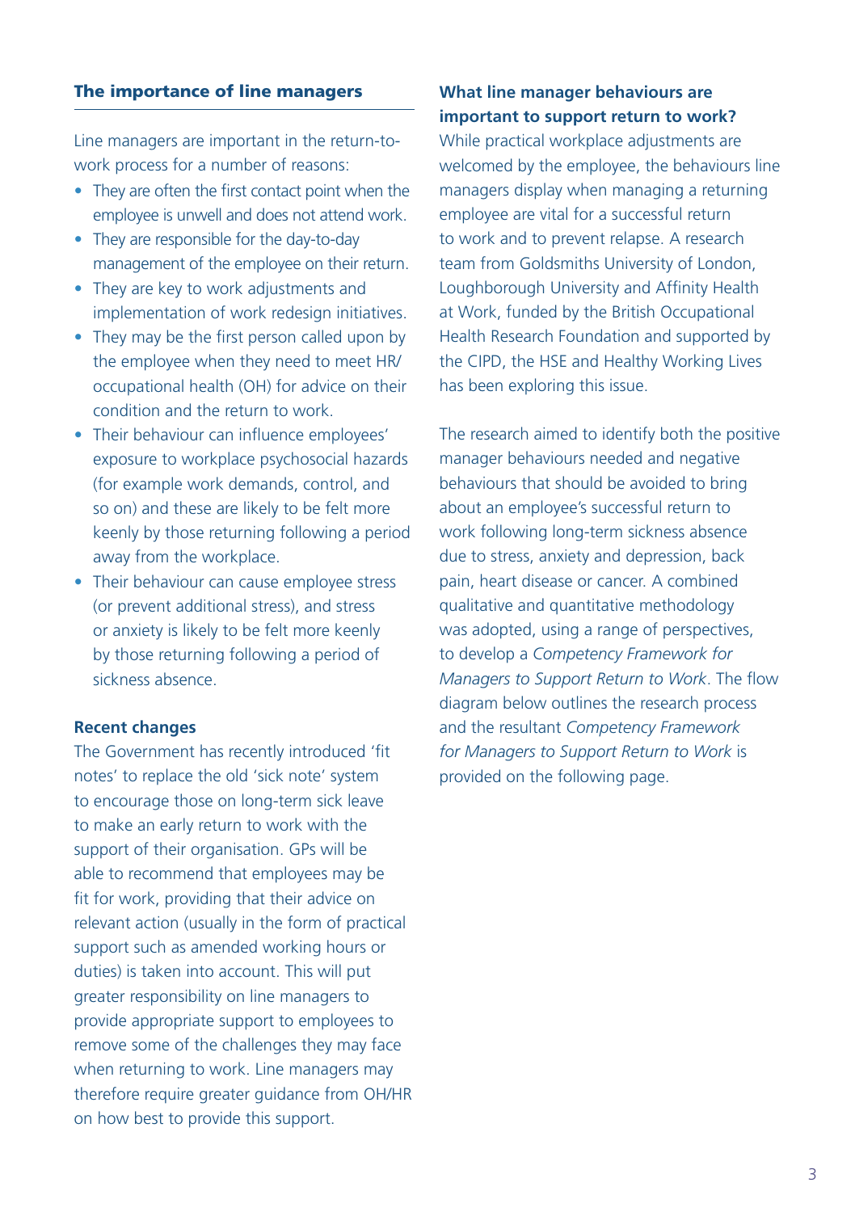## The importance of line managers

Line managers are important in the return-to-work process for a number of reasons:

- They are often the first contact point when the employee is unwell and does not attend work.
- They are responsible for the day-to-day management of the employee on their return.
- They are key to work adjustments and implementation of work redesign initiatives.
- They may be the first person called upon by the employee when they need to meet HR/occupational health (OH) for advice on their condition and the return to work.
- Their behaviour can influence employees' exposure to workplace psychosocial hazards (for example work demands, control, and so on) and these are likely to be felt more keenly by those returning following a period away from the workplace.
- Their behaviour can cause employee stress (or prevent additional stress), and stress or anxiety is likely to be felt more keenly by those returning following a period of sickness absence.

### Recent changes

The Government has recently introduced 'fit notes' to replace the old 'sick note' system to encourage those on long-term sick leave to make an early return to work with the support of their organisation. GPs will be able to recommend that employees may be fit for work, providing that their advice on relevant action (usually in the form of practical support such as amended working hours or duties) is taken into account. This will put greater responsibility on line managers to provide appropriate support to employees to remove some of the challenges they may face when returning to work. Line managers may therefore require greater guidance from OH/HR on how best to provide this support.

### What line manager behaviours are important to support return to work?

While practical workplace adjustments are welcomed by the employee, the behaviours line managers display when managing a returning employee are vital for a successful return to work and to prevent relapse. A research team from Goldsmiths University of London, Loughborough University and Affinity Health at Work, funded by the British Occupational Health Research Foundation and supported by the CIPD, the HSE and Healthy Working Lives has been exploring this issue.

The research aimed to identify both the positive manager behaviours needed and negative behaviours that should be avoided to bring about an employee's successful return to work following long-term sickness absence due to stress, anxiety and depression, back pain, heart disease or cancer. A combined qualitative and quantitative methodology was adopted, using a range of perspectives, to develop a *Competency Framework for Managers to Support Return to Work*. The flow diagram below outlines the research process and the resultant *Competency Framework for Managers to Support Return to Work* is provided on the following page.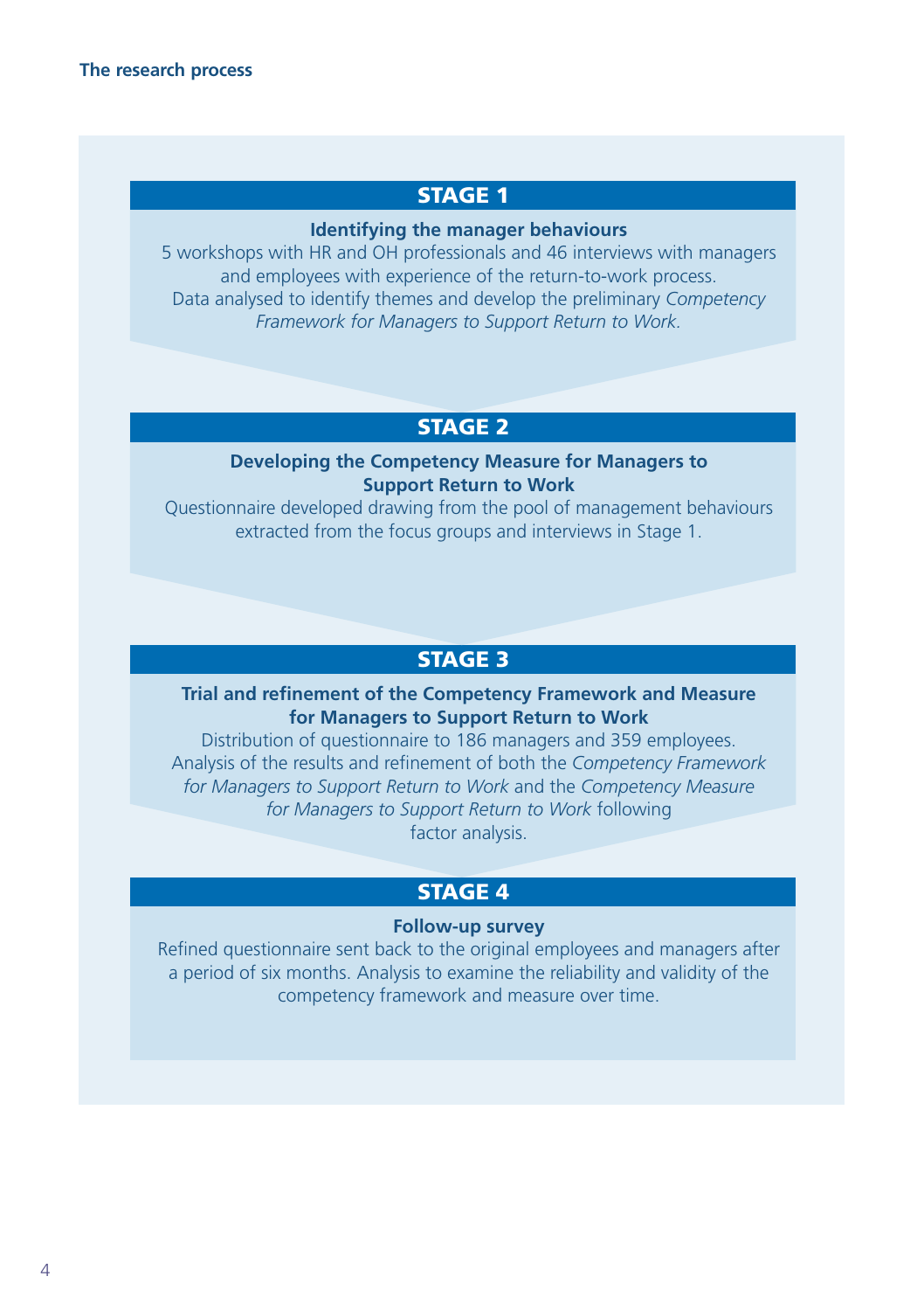## The research process

### STAGE 1

**Identifying the manager behaviours**

5 workshops with HR and OH professionals and 46 interviews with managers and employees with experience of the return-to-work process. Data analysed to identify themes and develop the preliminary *Competency Framework for Managers to Support Return to Work.*

### STAGE 2

**Developing the Competency Measure for Managers to Support Return to Work**

Questionnaire developed drawing from the pool of management behaviours extracted from the focus groups and interviews in Stage 1.

### STAGE 3

**Trial and refinement of the Competency Framework and Measure for Managers to Support Return to Work**

Distribution of questionnaire to 186 managers and 359 employees. Analysis of the results and refinement of both the *Competency Framework for Managers to Support Return to Work* and the *Competency Measure for Managers to Support Return to Work* following factor analysis.

### STAGE 4

**Follow-up survey**

Refined questionnaire sent back to the original employees and managers after a period of six months. Analysis to examine the reliability and validity of the competency framework and measure over time.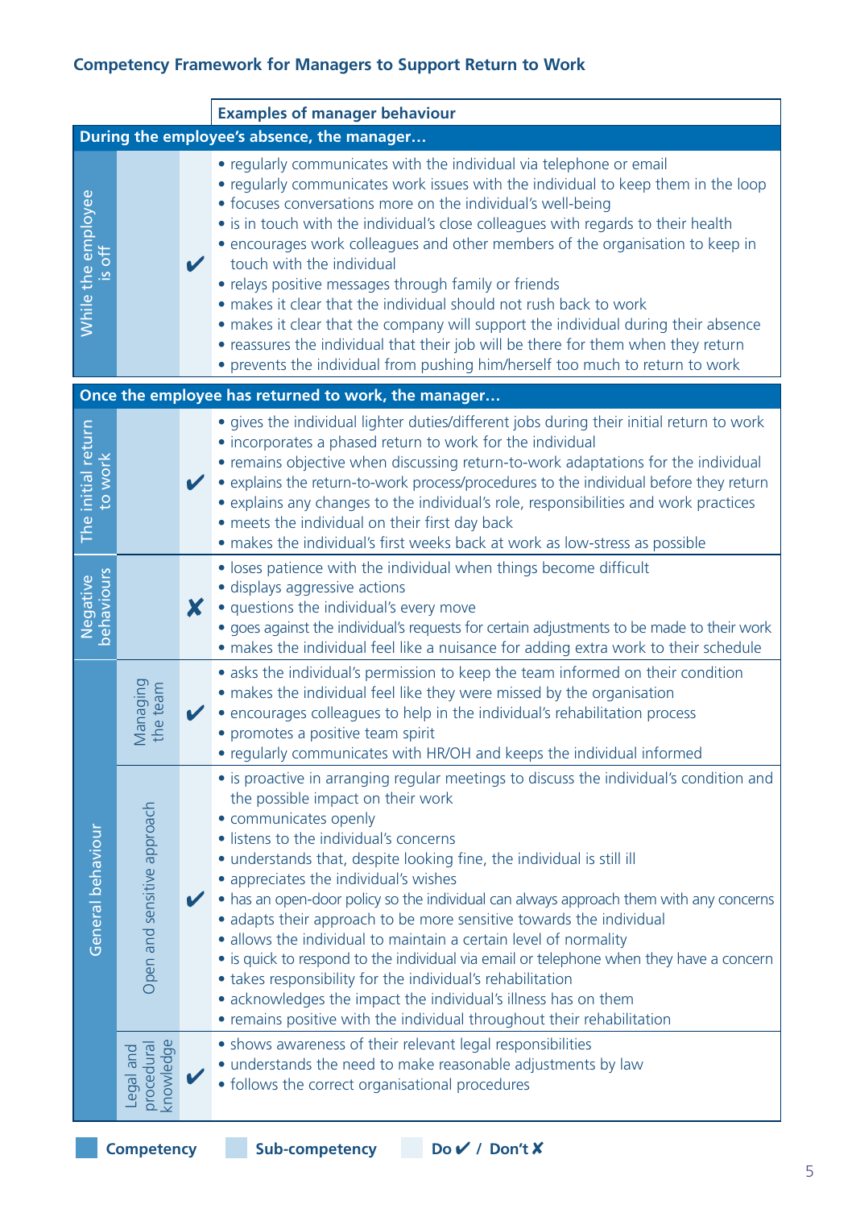### Competency Framework for Managers to Support Return to Work

| Competency | Sub-competency | Do ✔ / Don't ✘ | Examples of manager behaviour |
|---|---|---|---|
| **During the employee's absence, the manager…** | | | |
| While the employee is off | | ✔ | • regularly communicates with the individual via telephone or email<br>• regularly communicates work issues with the individual to keep them in the loop<br>• focuses conversations more on the individual's well-being<br>• is in touch with the individual's close colleagues with regards to their health<br>• encourages work colleagues and other members of the organisation to keep in touch with the individual<br>• relays positive messages through family or friends<br>• makes it clear that the individual should not rush back to work<br>• makes it clear that the company will support the individual during their absence<br>• reassures the individual that their job will be there for them when they return<br>• prevents the individual from pushing him/herself too much to return to work |
| **Once the employee has returned to work, the manager…** | | | |
| The initial return to work | | ✔ | • gives the individual lighter duties/different jobs during their initial return to work<br>• incorporates a phased return to work for the individual<br>• remains objective when discussing return-to-work adaptations for the individual<br>• explains the return-to-work process/procedures to the individual before they return<br>• explains any changes to the individual's role, responsibilities and work practices<br>• meets the individual on their first day back<br>• makes the individual's first weeks back at work as low-stress as possible |
| Negative behaviours | | ✘ | • loses patience with the individual when things become difficult<br>• displays aggressive actions<br>• questions the individual's every move<br>• goes against the individual's requests for certain adjustments to be made to their work<br>• makes the individual feel like a nuisance for adding extra work to their schedule |
| General behaviour | Managing the team | ✔ | • asks the individual's permission to keep the team informed on their condition<br>• makes the individual feel like they were missed by the organisation<br>• encourages colleagues to help in the individual's rehabilitation process<br>• promotes a positive team spirit<br>• regularly communicates with HR/OH and keeps the individual informed |
| | Open and sensitive approach | ✔ | • is proactive in arranging regular meetings to discuss the individual's condition and the possible impact on their work<br>• communicates openly<br>• listens to the individual's concerns<br>• understands that, despite looking fine, the individual is still ill<br>• appreciates the individual's wishes<br>• has an open-door policy so the individual can always approach them with any concerns<br>• adapts their approach to be more sensitive towards the individual<br>• allows the individual to maintain a certain level of normality<br>• is quick to respond to the individual via email or telephone when they have a concern<br>• takes responsibility for the individual's rehabilitation<br>• acknowledges the impact the individual's illness has on them<br>• remains positive with the individual throughout their rehabilitation |
| | Legal and procedural knowledge | ✔ | • shows awareness of their relevant legal responsibilities<br>• understands the need to make reasonable adjustments by law<br>• follows the correct organisational procedures |

**Competency** | **Sub-competency** | **Do ✔ / Don't ✘**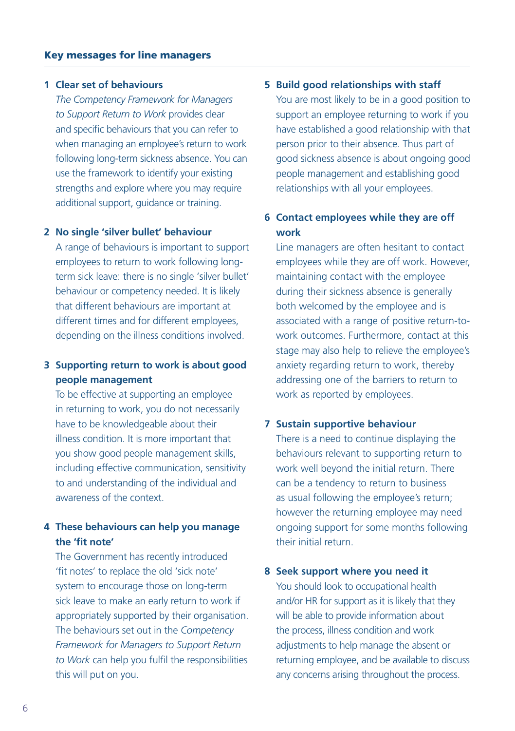## Key messages for line managers

### 1 Clear set of behaviours

*The Competency Framework for Managers to Support Return to Work* provides clear and specific behaviours that you can refer to when managing an employee's return to work following long-term sickness absence. You can use the framework to identify your existing strengths and explore where you may require additional support, guidance or training.

### 2 No single 'silver bullet' behaviour

A range of behaviours is important to support employees to return to work following long-term sick leave: there is no single 'silver bullet' behaviour or competency needed. It is likely that different behaviours are important at different times and for different employees, depending on the illness conditions involved.

### 3 Supporting return to work is about good people management

To be effective at supporting an employee in returning to work, you do not necessarily have to be knowledgeable about their illness condition. It is more important that you show good people management skills, including effective communication, sensitivity to and understanding of the individual and awareness of the context.

### 4 These behaviours can help you manage the 'fit note'

The Government has recently introduced 'fit notes' to replace the old 'sick note' system to encourage those on long-term sick leave to make an early return to work if appropriately supported by their organisation. The behaviours set out in the *Competency Framework for Managers to Support Return to Work* can help you fulfil the responsibilities this will put on you.

### 5 Build good relationships with staff

You are most likely to be in a good position to support an employee returning to work if you have established a good relationship with that person prior to their absence. Thus part of good sickness absence is about ongoing good people management and establishing good relationships with all your employees.

### 6 Contact employees while they are off work

Line managers are often hesitant to contact employees while they are off work. However, maintaining contact with the employee during their sickness absence is generally both welcomed by the employee and is associated with a range of positive return-to-work outcomes. Furthermore, contact at this stage may also help to relieve the employee's anxiety regarding return to work, thereby addressing one of the barriers to return to work as reported by employees.

### 7 Sustain supportive behaviour

There is a need to continue displaying the behaviours relevant to supporting return to work well beyond the initial return. There can be a tendency to return to business as usual following the employee's return; however the returning employee may need ongoing support for some months following their initial return.

### 8 Seek support where you need it

You should look to occupational health and/or HR for support as it is likely that they will be able to provide information about the process, illness condition and work adjustments to help manage the absent or returning employee, and be available to discuss any concerns arising throughout the process.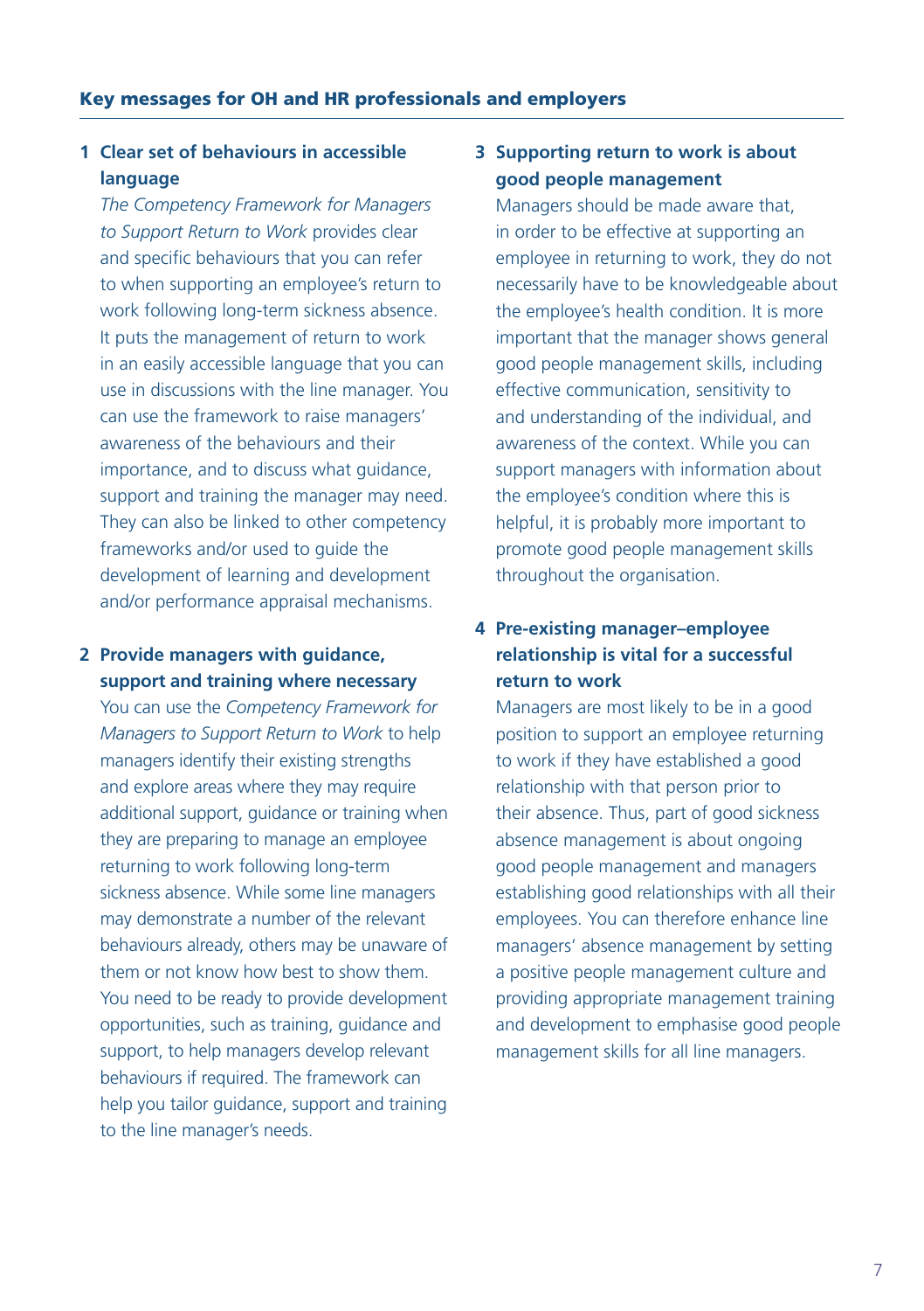## Key messages for OH and HR professionals and employers

### 1 Clear set of behaviours in accessible language

*The Competency Framework for Managers to Support Return to Work* provides clear and specific behaviours that you can refer to when supporting an employee's return to work following long-term sickness absence. It puts the management of return to work in an easily accessible language that you can use in discussions with the line manager. You can use the framework to raise managers' awareness of the behaviours and their importance, and to discuss what guidance, support and training the manager may need. They can also be linked to other competency frameworks and/or used to guide the development of learning and development and/or performance appraisal mechanisms.

### 2 Provide managers with guidance, support and training where necessary

You can use the *Competency Framework for Managers to Support Return to Work* to help managers identify their existing strengths and explore areas where they may require additional support, guidance or training when they are preparing to manage an employee returning to work following long-term sickness absence. While some line managers may demonstrate a number of the relevant behaviours already, others may be unaware of them or not know how best to show them. You need to be ready to provide development opportunities, such as training, guidance and support, to help managers develop relevant behaviours if required. The framework can help you tailor guidance, support and training to the line manager's needs.

### 3 Supporting return to work is about good people management

Managers should be made aware that, in order to be effective at supporting an employee in returning to work, they do not necessarily have to be knowledgeable about the employee's health condition. It is more important that the manager shows general good people management skills, including effective communication, sensitivity to and understanding of the individual, and awareness of the context. While you can support managers with information about the employee's condition where this is helpful, it is probably more important to promote good people management skills throughout the organisation.

### 4 Pre-existing manager–employee relationship is vital for a successful return to work

Managers are most likely to be in a good position to support an employee returning to work if they have established a good relationship with that person prior to their absence. Thus, part of good sickness absence management is about ongoing good people management and managers establishing good relationships with all their employees. You can therefore enhance line managers' absence management by setting a positive people management culture and providing appropriate management training and development to emphasise good people management skills for all line managers.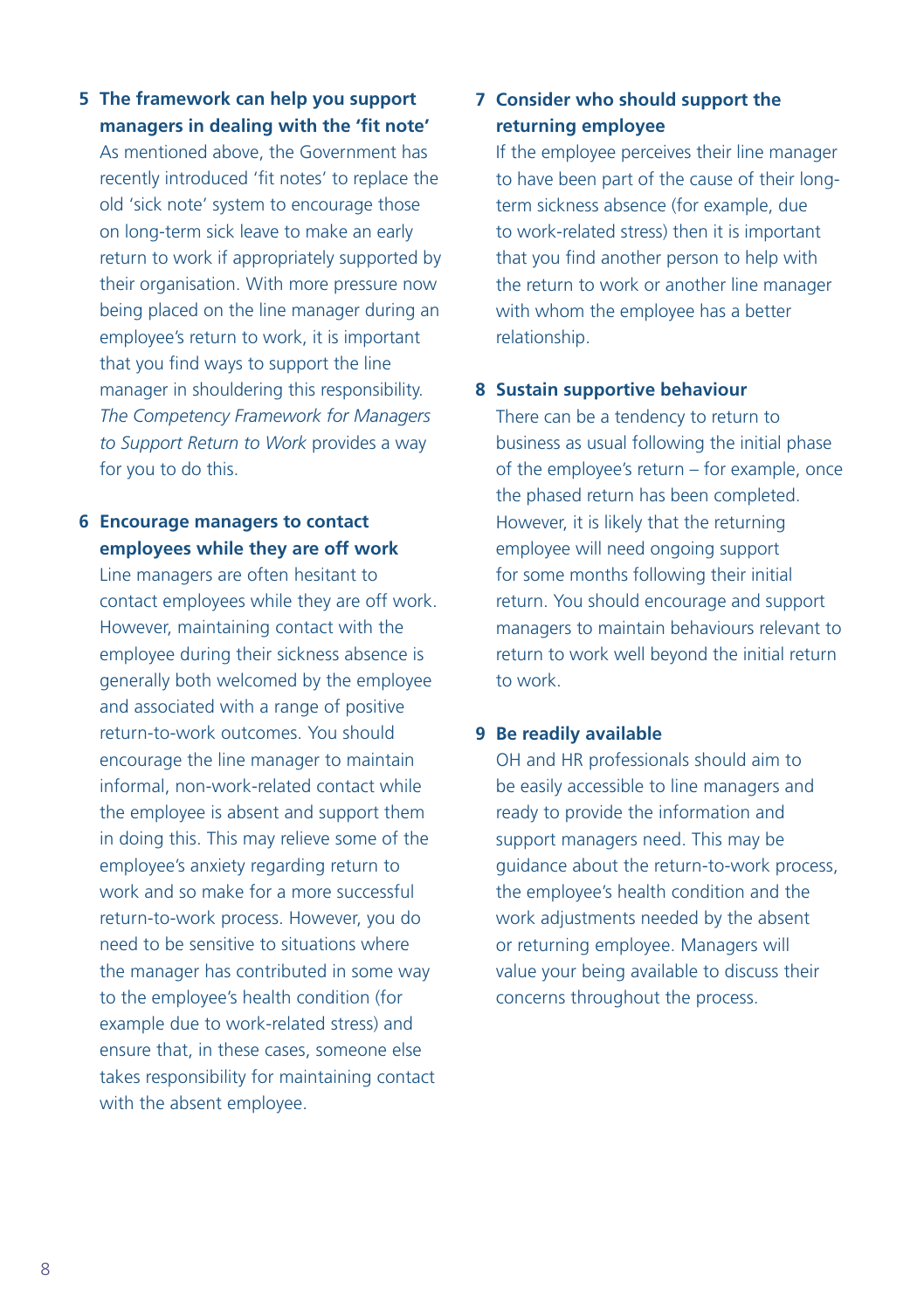**5 The framework can help you support managers in dealing with the 'fit note'**

As mentioned above, the Government has recently introduced 'fit notes' to replace the old 'sick note' system to encourage those on long-term sick leave to make an early return to work if appropriately supported by their organisation. With more pressure now being placed on the line manager during an employee's return to work, it is important that you find ways to support the line manager in shouldering this responsibility. *The Competency Framework for Managers to Support Return to Work* provides a way for you to do this.

**6 Encourage managers to contact employees while they are off work**

Line managers are often hesitant to contact employees while they are off work. However, maintaining contact with the employee during their sickness absence is generally both welcomed by the employee and associated with a range of positive return-to-work outcomes. You should encourage the line manager to maintain informal, non-work-related contact while the employee is absent and support them in doing this. This may relieve some of the employee's anxiety regarding return to work and so make for a more successful return-to-work process. However, you do need to be sensitive to situations where the manager has contributed in some way to the employee's health condition (for example due to work-related stress) and ensure that, in these cases, someone else takes responsibility for maintaining contact with the absent employee.

**7 Consider who should support the returning employee**

If the employee perceives their line manager to have been part of the cause of their long-term sickness absence (for example, due to work-related stress) then it is important that you find another person to help with the return to work or another line manager with whom the employee has a better relationship.

**8 Sustain supportive behaviour**

There can be a tendency to return to business as usual following the initial phase of the employee's return – for example, once the phased return has been completed. However, it is likely that the returning employee will need ongoing support for some months following their initial return. You should encourage and support managers to maintain behaviours relevant to return to work well beyond the initial return to work.

**9 Be readily available**

OH and HR professionals should aim to be easily accessible to line managers and ready to provide the information and support managers need. This may be guidance about the return-to-work process, the employee's health condition and the work adjustments needed by the absent or returning employee. Managers will value your being available to discuss their concerns throughout the process.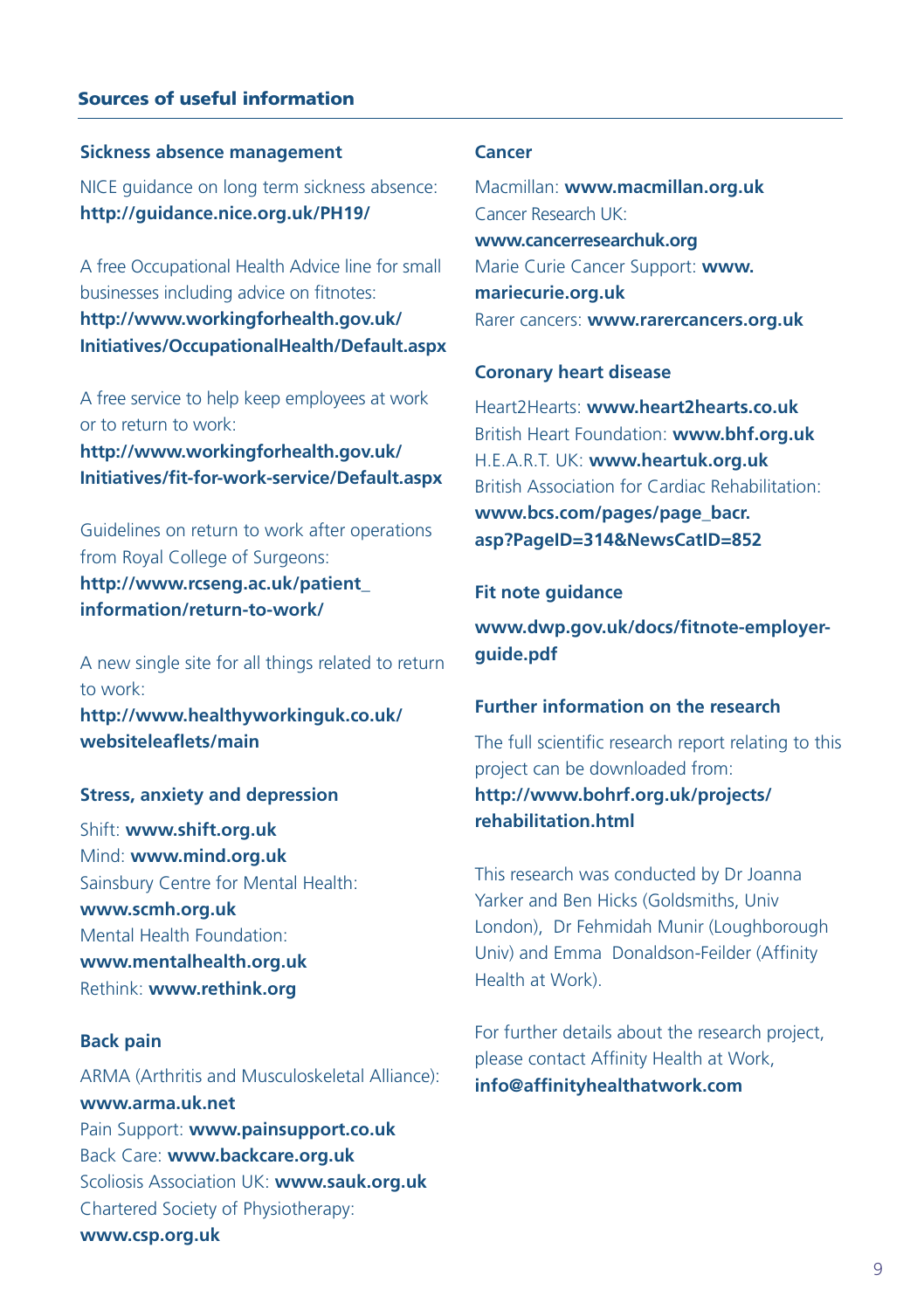## Sources of useful information

### Sickness absence management

NICE guidance on long term sickness absence: **http://guidance.nice.org.uk/PH19/**

A free Occupational Health Advice line for small businesses including advice on fitnotes: **http://www.workingforhealth.gov.uk/Initiatives/OccupationalHealth/Default.aspx**

A free service to help keep employees at work or to return to work: **http://www.workingforhealth.gov.uk/Initiatives/fit-for-work-service/Default.aspx**

Guidelines on return to work after operations from Royal College of Surgeons: **http://www.rcseng.ac.uk/patient_information/return-to-work/**

A new single site for all things related to return to work: **http://www.healthyworkinguk.co.uk/websiteleaflets/main**

### Stress, anxiety and depression

Shift: **www.shift.org.uk**
Mind: **www.mind.org.uk**
Sainsbury Centre for Mental Health: **www.scmh.org.uk**
Mental Health Foundation: **www.mentalhealth.org.uk**
Rethink: **www.rethink.org**

### Back pain

ARMA (Arthritis and Musculoskeletal Alliance): **www.arma.uk.net**
Pain Support: **www.painsupport.co.uk**
Back Care: **www.backcare.org.uk**
Scoliosis Association UK: **www.sauk.org.uk**
Chartered Society of Physiotherapy: **www.csp.org.uk**

### Cancer

Macmillan: **www.macmillan.org.uk**
Cancer Research UK: **www.cancerresearchuk.org**
Marie Curie Cancer Support: **www.mariecurie.org.uk**
Rarer cancers: **www.rarercancers.org.uk**

### Coronary heart disease

Heart2Hearts: **www.heart2hearts.co.uk**
British Heart Foundation: **www.bhf.org.uk**
H.E.A.R.T. UK: **www.heartuk.org.uk**
British Association for Cardiac Rehabilitation: **www.bcs.com/pages/page_bacr.asp?PageID=314&NewsCatID=852**

### Fit note guidance

**www.dwp.gov.uk/docs/fitnote-employer-guide.pdf**

### Further information on the research

The full scientific research report relating to this project can be downloaded from: **http://www.bohrf.org.uk/projects/rehabilitation.html**

This research was conducted by Dr Joanna Yarker and Ben Hicks (Goldsmiths, Univ London), Dr Fehmidah Munir (Loughborough Univ) and Emma Donaldson-Feilder (Affinity Health at Work).

For further details about the research project, please contact Affinity Health at Work, **info@affinityhealthatwork.com**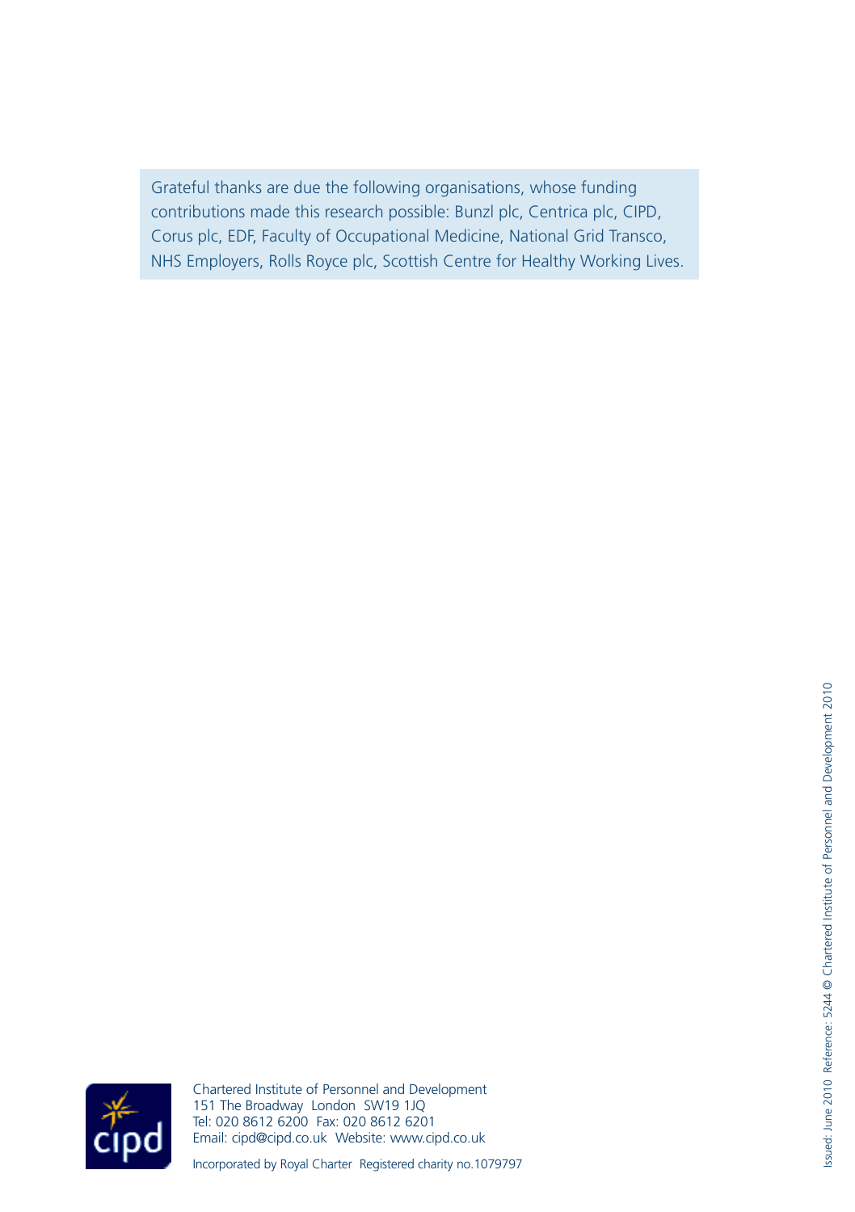Grateful thanks are due the following organisations, whose funding contributions made this research possible: Bunzl plc, Centrica plc, CIPD, Corus plc, EDF, Faculty of Occupational Medicine, National Grid Transco, NHS Employers, Rolls Royce plc, Scottish Centre for Healthy Working Lives.

Chartered Institute of Personnel and Development
151 The Broadway London SW19 1JQ
Tel: 020 8612 6200 Fax: 020 8612 6201
Email: cipd@cipd.co.uk Website: www.cipd.co.uk

Incorporated by Royal Charter Registered charity no.1079797

Issued: June 2010 Reference: 5244 © Chartered Institute of Personnel and Development 2010